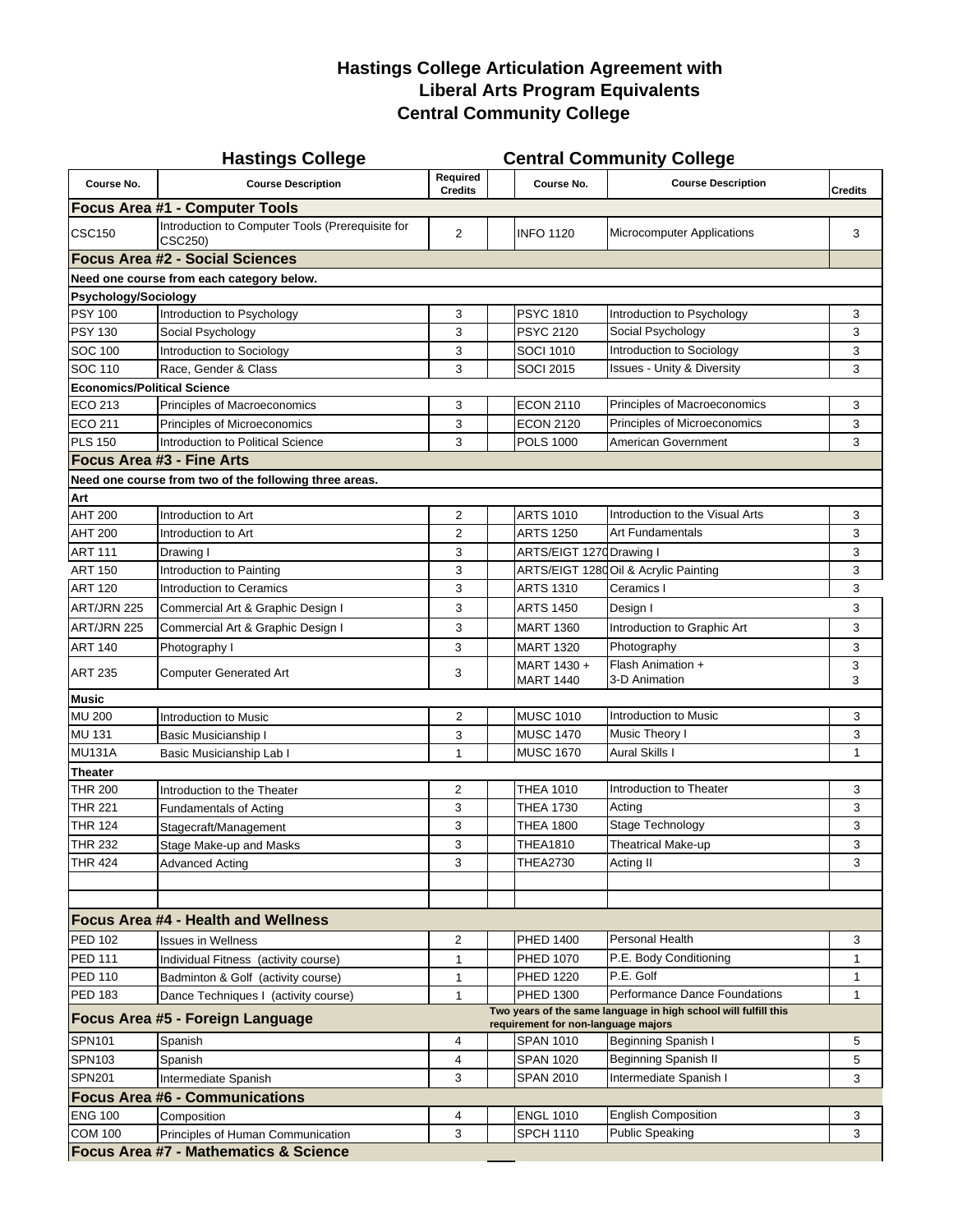# Hastings College Articulation Agreement with Liberal Arts Program Equivalents Central Community College

| Hastings College | | | | Central Community College | | |
|---|---|---|---|---|---|---|
| **Course No.** | **Course Description** | **Required Credits** | | **Course No.** | **Course Description** | **Credits** |
| **Focus Area #1 - Computer Tools** | | | | | | |
| CSC150 | Introduction to Computer Tools (Prerequisite for CSC250) | 2 | | INFO 1120 | Microcomputer Applications | 3 |
| **Focus Area #2 - Social Sciences** | | | | | | |
| **Need one course from each category below.** | | | | | | |
| **Psychology/Sociology** | | | | | | |
| PSY 100 | Introduction to Psychology | 3 | | PSYC 1810 | Introduction to Psychology | 3 |
| PSY 130 | Social Psychology | 3 | | PSYC 2120 | Social Psychology | 3 |
| SOC 100 | Introduction to Sociology | 3 | | SOCI 1010 | Introduction to Sociology | 3 |
| SOC 110 | Race, Gender & Class | 3 | | SOCI 2015 | Issues - Unity & Diversity | 3 |
| **Economics/Political Science** | | | | | | |
| ECO 213 | Principles of Macroeconomics | 3 | | ECON 2110 | Principles of Macroeconomics | 3 |
| ECO 211 | Principles of Microeconomics | 3 | | ECON 2120 | Principles of Microeconomics | 3 |
| PLS 150 | Introduction to Political Science | 3 | | POLS 1000 | American Government | 3 |
| **Focus Area #3 - Fine Arts** | | | | | | |
| **Need one course from two of the following three areas.** | | | | | | |
| **Art** | | | | | | |
| AHT 200 | Introduction to Art | 2 | | ARTS 1010 | Introduction to the Visual Arts | 3 |
| AHT 200 | Introduction to Art | 2 | | ARTS 1250 | Art Fundamentals | 3 |
| ART 111 | Drawing I | 3 | | ARTS/EIGT 1270 | Drawing I | 3 |
| ART 150 | Introduction to Painting | 3 | | ARTS/EIGT 1280 | Oil & Acrylic Painting | 3 |
| ART 120 | Introduction to Ceramics | 3 | | ARTS 1310 | Ceramics I | 3 |
| ART/JRN 225 | Commercial Art & Graphic Design I | 3 | | ARTS 1450 | Design I | 3 |
| ART/JRN 225 | Commercial Art & Graphic Design I | 3 | | MART 1360 | Introduction to Graphic Art | 3 |
| ART 140 | Photography I | 3 | | MART 1320 | Photography | 3 |
| ART 235 | Computer Generated Art | 3 | | MART 1430 + MART 1440 | Flash Animation + 3-D Animation | 3 3 |
| **Music** | | | | | | |
| MU 200 | Introduction to Music | 2 | | MUSC 1010 | Introduction to Music | 3 |
| MU 131 | Basic Musicianship I | 3 | | MUSC 1470 | Music Theory I | 3 |
| MU131A | Basic Musicianship Lab I | 1 | | MUSC 1670 | Aural Skills I | 1 |
| **Theater** | | | | | | |
| THR 200 | Introduction to the Theater | 2 | | THEA 1010 | Introduction to Theater | 3 |
| THR 221 | Fundamentals of Acting | 3 | | THEA 1730 | Acting | 3 |
| THR 124 | Stagecraft/Management | 3 | | THEA 1800 | Stage Technology | 3 |
| THR 232 | Stage Make-up and Masks | 3 | | THEA1810 | Theatrical Make-up | 3 |
| THR 424 | Advanced Acting | 3 | | THEA2730 | Acting II | 3 |
| | | | | | | |
| | | | | | | |
| **Focus Area #4 - Health and Wellness** | | | | | | |
| PED 102 | Issues in Wellness | 2 | | PHED 1400 | Personal Health | 3 |
| PED 111 | Individual Fitness (activity course) | 1 | | PHED 1070 | P.E. Body Conditioning | 1 |
| PED 110 | Badminton & Golf (activity course) | 1 | | PHED 1220 | P.E. Golf | 1 |
| PED 183 | Dance Techniques I (activity course) | 1 | | PHED 1300 | Performance Dance Foundations | 1 |
| **Focus Area #5 - Foreign Language** | | | | **Two years of the same language in high school will fulfill this requirement for non-language majors** | | |
| SPN101 | Spanish | 4 | | SPAN 1010 | Beginning Spanish I | 5 |
| SPN103 | Spanish | 4 | | SPAN 1020 | Beginning Spanish II | 5 |
| SPN201 | Intermediate Spanish | 3 | | SPAN 2010 | Intermediate Spanish I | 3 |
| **Focus Area #6 - Communications** | | | | | | |
| ENG 100 | Composition | 4 | | ENGL 1010 | English Composition | 3 |
| COM 100 | Principles of Human Communication | 3 | | SPCH 1110 | Public Speaking | 3 |
| **Focus Area #7 - Mathematics & Science** | | | | | | |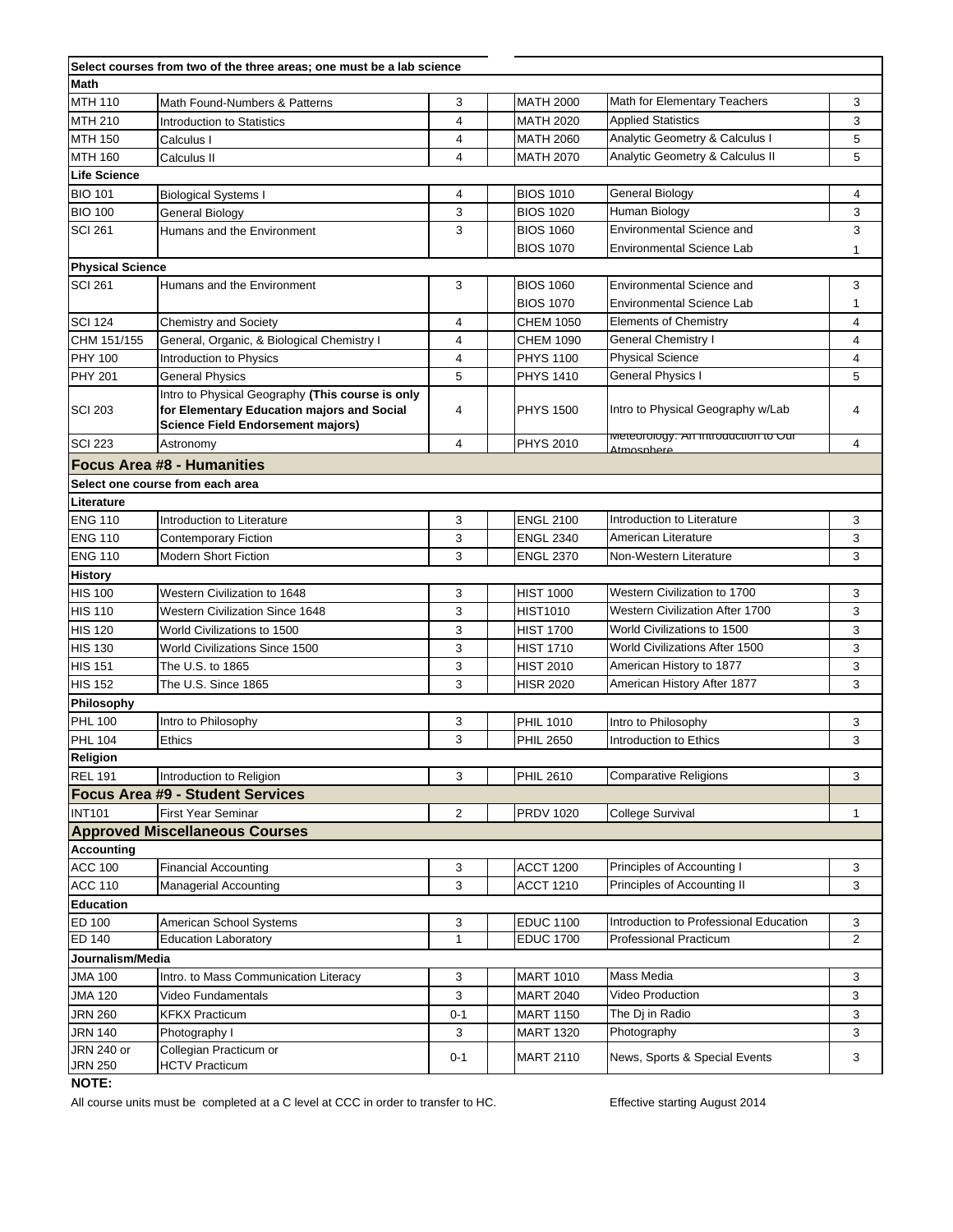| | | | | | | |
|---|---|---|---|---|---|---|
| **Select courses from two of the three areas; one must be a lab science** | | | | | | |
| **Math** | | | | | | |
| MTH 110 | Math Found-Numbers & Patterns | 3 | | MATH 2000 | Math for Elementary Teachers | 3 |
| MTH 210 | Introduction to Statistics | 4 | | MATH 2020 | Applied Statistics | 3 |
| MTH 150 | Calculus I | 4 | | MATH 2060 | Analytic Geometry & Calculus I | 5 |
| MTH 160 | Calculus II | 4 | | MATH 2070 | Analytic Geometry & Calculus II | 5 |
| **Life Science** | | | | | | |
| BIO 101 | Biological Systems I | 4 | | BIOS 1010 | General Biology | 4 |
| BIO 100 | General Biology | 3 | | BIOS 1020 | Human Biology | 3 |
| SCI 261 | Humans and the Environment | 3 | | BIOS 1060 | Environmental Science and | 3 |
| | | | | BIOS 1070 | Environmental Science Lab | 1 |
| **Physical Science** | | | | | | |
| SCI 261 | Humans and the Environment | 3 | | BIOS 1060 | Environmental Science and | 3 |
| | | | | BIOS 1070 | Environmental Science Lab | 1 |
| SCI 124 | Chemistry and Society | 4 | | CHEM 1050 | Elements of Chemistry | 4 |
| CHM 151/155 | General, Organic, & Biological Chemistry I | 4 | | CHEM 1090 | General Chemistry I | 4 |
| PHY 100 | Introduction to Physics | 4 | | PHYS 1100 | Physical Science | 4 |
| PHY 201 | General Physics | 5 | | PHYS 1410 | General Physics I | 5 |
| SCI 203 | Intro to Physical Geography **(This course is only for Elementary Education majors and Social Science Field Endorsement majors)** | 4 | | PHYS 1500 | Intro to Physical Geography w/Lab | 4 |
| SCI 223 | Astronomy | 4 | | PHYS 2010 | Meteorology: An Introduction to Our Atmosphere | 4 |
| **Focus Area #8 - Humanities** | | | | | | |
| **Select one course from each area** | | | | | | |
| **Literature** | | | | | | |
| ENG 110 | Introduction to Literature | 3 | | ENGL 2100 | Introduction to Literature | 3 |
| ENG 110 | Contemporary Fiction | 3 | | ENGL 2340 | American Literature | 3 |
| ENG 110 | Modern Short Fiction | 3 | | ENGL 2370 | Non-Western Literature | 3 |
| **History** | | | | | | |
| HIS 100 | Western Civilization to 1648 | 3 | | HIST 1000 | Western Civilization to 1700 | 3 |
| HIS 110 | Western Civilization Since 1648 | 3 | | HIST1010 | Western Civilization After 1700 | 3 |
| HIS 120 | World Civilizations to 1500 | 3 | | HIST 1700 | World Civilizations to 1500 | 3 |
| HIS 130 | World Civilizations Since 1500 | 3 | | HIST 1710 | World Civilizations After 1500 | 3 |
| HIS 151 | The U.S. to 1865 | 3 | | HIST 2010 | American History to 1877 | 3 |
| HIS 152 | The U.S. Since 1865 | 3 | | HISR 2020 | American History After 1877 | 3 |
| **Philosophy** | | | | | | |
| PHL 100 | Intro to Philosophy | 3 | | PHIL 1010 | Intro to Philosophy | 3 |
| PHL 104 | Ethics | 3 | | PHIL 2650 | Introduction to Ethics | 3 |
| **Religion** | | | | | | |
| REL 191 | Introduction to Religion | 3 | | PHIL 2610 | Comparative Religions | 3 |
| **Focus Area #9 - Student Services** | | | | | | |
| INT101 | First Year Seminar | 2 | | PRDV 1020 | College Survival | 1 |
| **Approved Miscellaneous Courses** | | | | | | |
| **Accounting** | | | | | | |
| ACC 100 | Financial Accounting | 3 | | ACCT 1200 | Principles of Accounting I | 3 |
| ACC 110 | Managerial Accounting | 3 | | ACCT 1210 | Principles of Accounting II | 3 |
| **Education** | | | | | | |
| ED 100 | American School Systems | 3 | | EDUC 1100 | Introduction to Professional Education | 3 |
| ED 140 | Education Laboratory | 1 | | EDUC 1700 | Professional Practicum | 2 |
| **Journalism/Media** | | | | | | |
| JMA 100 | Intro. to Mass Communication Literacy | 3 | | MART 1010 | Mass Media | 3 |
| JMA 120 | Video Fundamentals | 3 | | MART 2040 | Video Production | 3 |
| JRN 260 | KFKX Practicum | 0-1 | | MART 1150 | The Dj in Radio | 3 |
| JRN 140 | Photography I | 3 | | MART 1320 | Photography | 3 |
| JRN 240 or JRN 250 | Collegian Practicum or HCTV Practicum | 0-1 | | MART 2110 | News, Sports & Special Events | 3 |

**NOTE:**

All course units must be completed at a C level at CCC in order to transfer to HC.

Effective starting August 2014